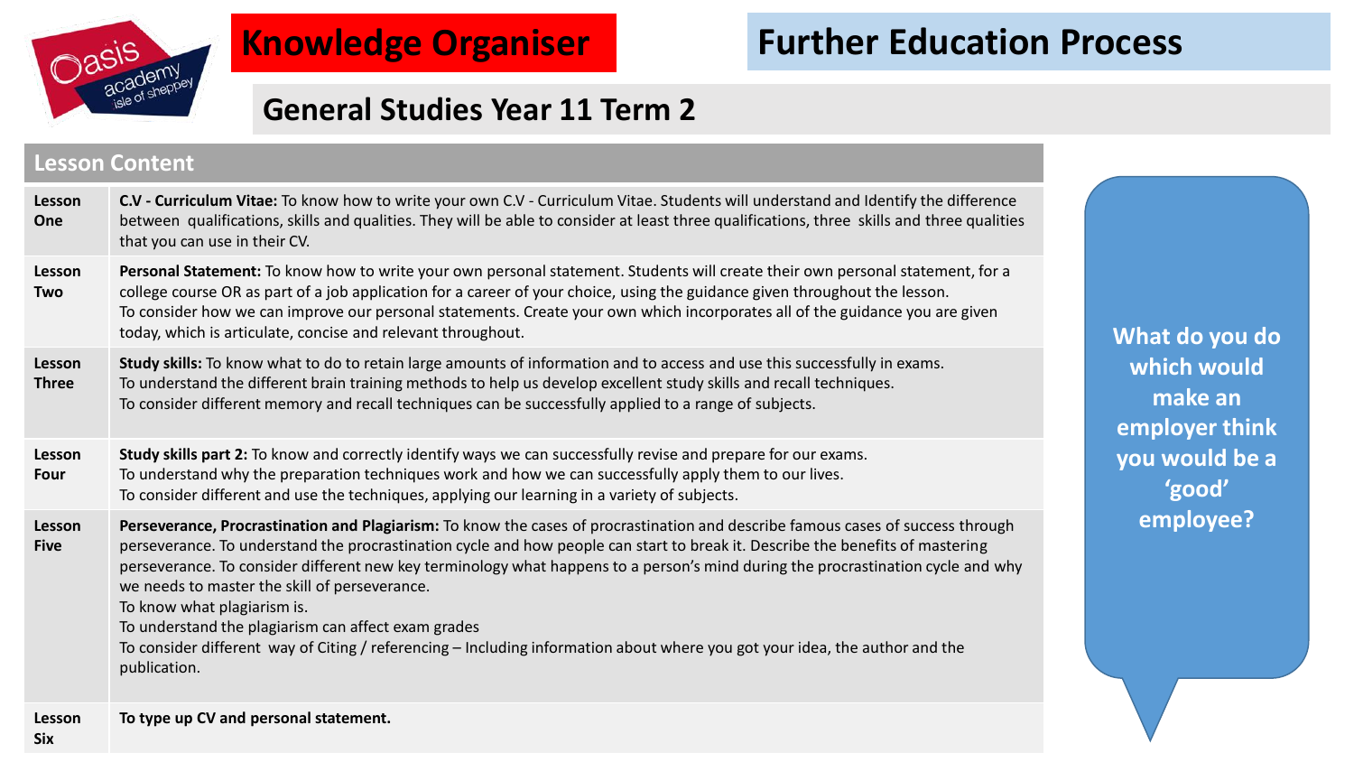# Knowledge Organiser

# Further Education Process

## General Studies Year 11 Term 2

| Lesson Content | |
|---|---|
| **Lesson One** | **C.V - Curriculum Vitae:** To know how to write your own C.V - Curriculum Vitae. Students will understand and Identify the difference between qualifications, skills and qualities. They will be able to consider at least three qualifications, three skills and three qualities that you can use in their CV. |
| **Lesson Two** | **Personal Statement:** To know how to write your own personal statement. Students will create their own personal statement, for a college course OR as part of a job application for a career of your choice, using the guidance given throughout the lesson.<br>To consider how we can improve our personal statements. Create your own which incorporates all of the guidance you are given today, which is articulate, concise and relevant throughout. |
| **Lesson Three** | **Study skills:** To know what to do to retain large amounts of information and to access and use this successfully in exams.<br>To understand the different brain training methods to help us develop excellent study skills and recall techniques.<br>To consider different memory and recall techniques can be successfully applied to a range of subjects. |
| **Lesson Four** | **Study skills part 2:** To know and correctly identify ways we can successfully revise and prepare for our exams.<br>To understand why the preparation techniques work and how we can successfully apply them to our lives.<br>To consider different and use the techniques, applying our learning in a variety of subjects. |
| **Lesson Five** | **Perseverance, Procrastination and Plagiarism:** To know the cases of procrastination and describe famous cases of success through perseverance. To understand the procrastination cycle and how people can start to break it. Describe the benefits of mastering perseverance. To consider different new key terminology what happens to a person's mind during the procrastination cycle and why we needs to master the skill of perseverance.<br>To know what plagiarism is.<br>To understand the plagiarism can affect exam grades<br>To consider different way of Citing / referencing – Including information about where you got your idea, the author and the publication. |
| **Lesson Six** | **To type up CV and personal statement.** |

**What do you do which would make an employer think you would be a 'good' employee?**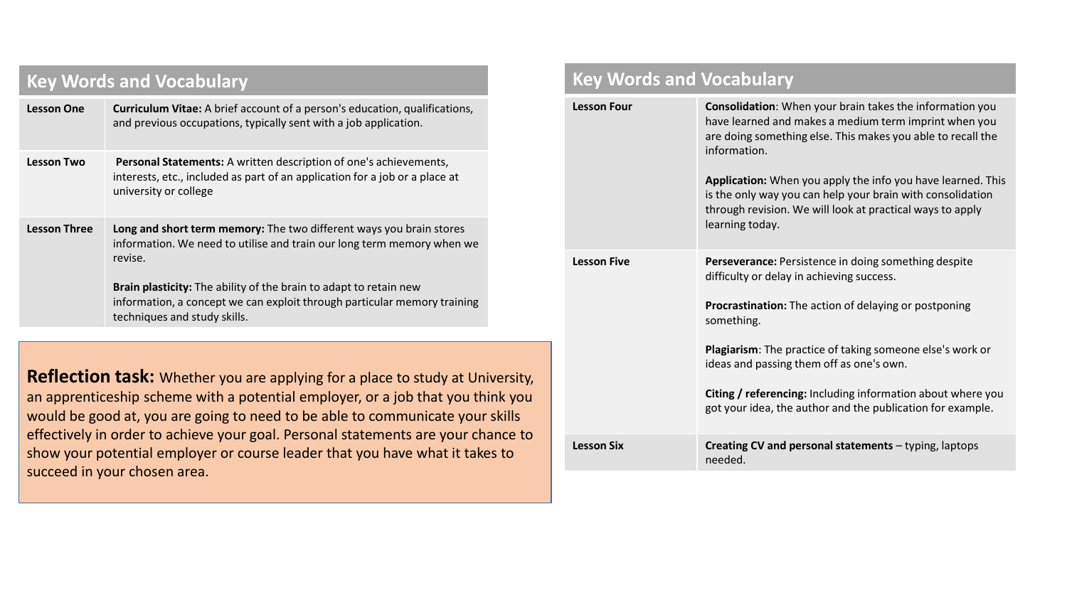## Key Words and Vocabulary

| | |
|---|---|
| **Lesson One** | **Curriculum Vitae:** A brief account of a person's education, qualifications, and previous occupations, typically sent with a job application. |
| **Lesson Two** | **Personal Statements:** A written description of one's achievements, interests, etc., included as part of an application for a job or a place at university or college |
| **Lesson Three** | **Long and short term memory:** The two different ways you brain stores information. We need to utilise and train our long term memory when we revise.<br><br>**Brain plasticity:** The ability of the brain to adapt to retain new information, a concept we can exploit through particular memory training techniques and study skills. |

**Reflection task:** Whether you are applying for a place to study at University, an apprenticeship scheme with a potential employer, or a job that you think you would be good at, you are going to need to be able to communicate your skills effectively in order to achieve your goal. Personal statements are your chance to show your potential employer or course leader that you have what it takes to succeed in your chosen area.

## Key Words and Vocabulary

| | |
|---|---|
| **Lesson Four** | **Consolidation**: When your brain takes the information you have learned and makes a medium term imprint when you are doing something else. This makes you able to recall the information.<br><br>**Application:** When you apply the info you have learned. This is the only way you can help your brain with consolidation through revision. We will look at practical ways to apply learning today. |
| **Lesson Five** | **Perseverance:** Persistence in doing something despite difficulty or delay in achieving success.<br><br>**Procrastination:** The action of delaying or postponing something.<br><br>**Plagiarism**: The practice of taking someone else's work or ideas and passing them off as one's own.<br><br>**Citing / referencing:** Including information about where you got your idea, the author and the publication for example. |
| **Lesson Six** | **Creating CV and personal statements** – typing, laptops needed. |